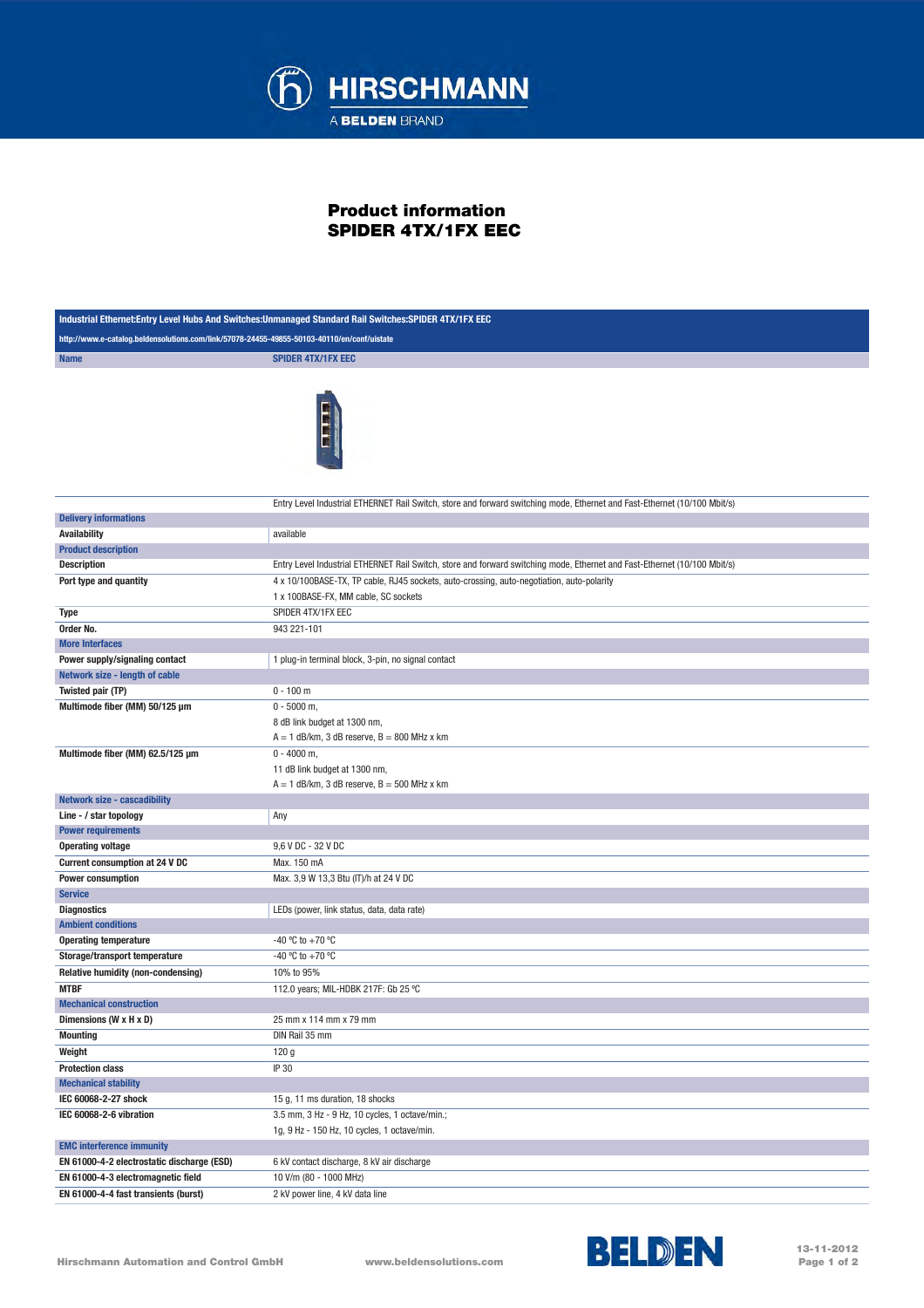# Product information
## SPIDER 4TX/1FX EEC

**Industrial Ethernet:Entry Level Hubs And Switches:Unmanaged Standard Rail Switches:SPIDER 4TX/1FX EEC**

http://www.e-catalog.beldensolutions.com/link/57078-24455-49855-50103-40110/en/conf/uistate

| Name | SPIDER 4TX/1FX EEC |
|---|---|
| | Entry Level Industrial ETHERNET Rail Switch, store and forward switching mode, Ethernet and Fast-Ethernet (10/100 Mbit/s) |
| **Delivery informations** | |
| Availability | available |
| **Product description** | |
| Description | Entry Level Industrial ETHERNET Rail Switch, store and forward switching mode, Ethernet and Fast-Ethernet (10/100 Mbit/s) |
| Port type and quantity | 4 x 10/100BASE-TX, TP cable, RJ45 sockets, auto-crossing, auto-negotiation, auto-polarity<br>1 x 100BASE-FX, MM cable, SC sockets |
| Type | SPIDER 4TX/1FX EEC |
| Order No. | 943 221-101 |
| **More Interfaces** | |
| Power supply/signaling contact | 1 plug-in terminal block, 3-pin, no signal contact |
| **Network size - length of cable** | |
| Twisted pair (TP) | 0 - 100 m |
| Multimode fiber (MM) 50/125 µm | 0 - 5000 m,<br>8 dB link budget at 1300 nm,<br>A = 1 dB/km, 3 dB reserve, B = 800 MHz x km |
| Multimode fiber (MM) 62.5/125 µm | 0 - 4000 m,<br>11 dB link budget at 1300 nm,<br>A = 1 dB/km, 3 dB reserve, B = 500 MHz x km |
| **Network size - cascadibility** | |
| Line - / star topology | Any |
| **Power requirements** | |
| Operating voltage | 9,6 V DC - 32 V DC |
| Current consumption at 24 V DC | Max. 150 mA |
| Power consumption | Max. 3,9 W 13,3 Btu (IT)/h at 24 V DC |
| **Service** | |
| Diagnostics | LEDs (power, link status, data, data rate) |
| **Ambient conditions** | |
| Operating temperature | -40 °C to +70 °C |
| Storage/transport temperature | -40 °C to +70 °C |
| Relative humidity (non-condensing) | 10% to 95% |
| MTBF | 112.0 years; MIL-HDBK 217F: Gb 25 °C |
| **Mechanical construction** | |
| Dimensions (W x H x D) | 25 mm x 114 mm x 79 mm |
| Mounting | DIN Rail 35 mm |
| Weight | 120 g |
| Protection class | IP 30 |
| **Mechanical stability** | |
| IEC 60068-2-27 shock | 15 g, 11 ms duration, 18 shocks |
| IEC 60068-2-6 vibration | 3.5 mm, 3 Hz - 9 Hz, 10 cycles, 1 octave/min.;<br>1g, 9 Hz - 150 Hz, 10 cycles, 1 octave/min. |
| **EMC interference immunity** | |
| EN 61000-4-2 electrostatic discharge (ESD) | 6 kV contact discharge, 8 kV air discharge |
| EN 61000-4-3 electromagnetic field | 10 V/m (80 - 1000 MHz) |
| EN 61000-4-4 fast transients (burst) | 2 kV power line, 4 kV data line |

Hirschmann Automation and Control GmbH www.beldensolutions.com 13-11-2012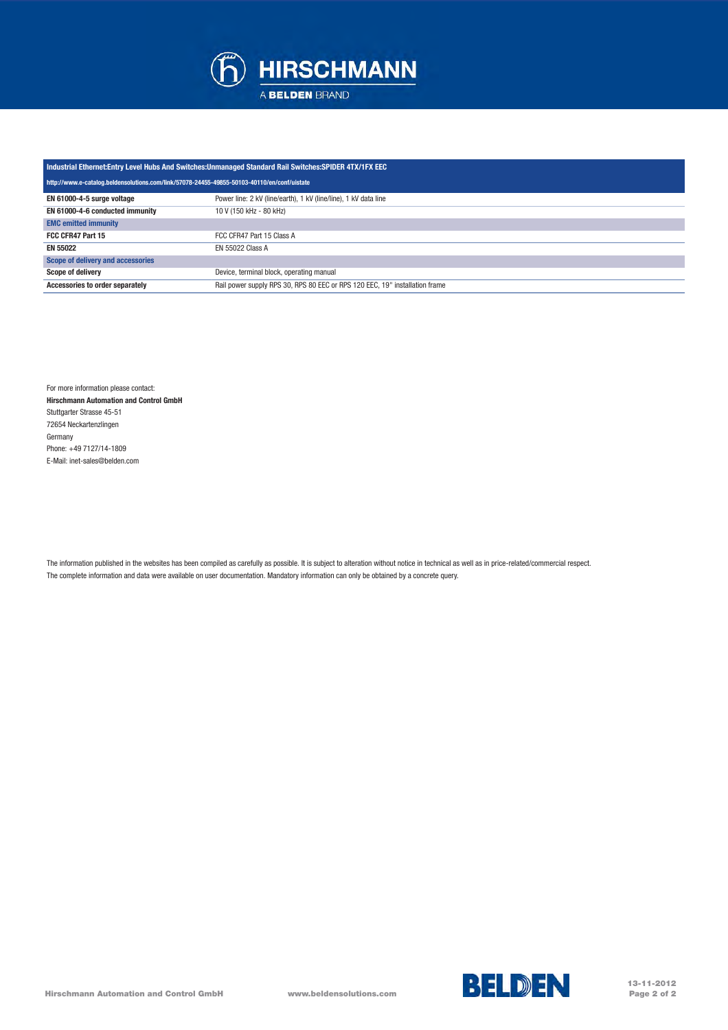| Industrial Ethernet:Entry Level Hubs And Switches:Unmanaged Standard Rail Switches:SPIDER 4TX/1FX EEC | |
|---|---|
| http://www.e-catalog.beldensolutions.com/link/57078-24455-49855-50103-40110/en/conf/uistate | |
| **EN 61000-4-5 surge voltage** | Power line: 2 kV (line/earth), 1 kV (line/line), 1 kV data line |
| **EN 61000-4-6 conducted immunity** | 10 V (150 kHz - 80 kHz) |
| **EMC emitted immunity** | |
| **FCC CFR47 Part 15** | FCC CFR47 Part 15 Class A |
| **EN 55022** | EN 55022 Class A |
| **Scope of delivery and accessories** | |
| **Scope of delivery** | Device, terminal block, operating manual |
| **Accessories to order separately** | Rail power supply RPS 30, RPS 80 EEC or RPS 120 EEC, 19" installation frame |

For more information please contact:
**Hirschmann Automation and Control GmbH**
Stuttgarter Strasse 45-51
72654 Neckartenzlingen
Germany
Phone: +49 7127/14-1809
E-Mail: inet-sales@belden.com

The information published in the websites has been compiled as carefully as possible. It is subject to alteration without notice in technical as well as in price-related/commercial respect. The complete information and data were available on user documentation. Mandatory information can only be obtained by a concrete query.